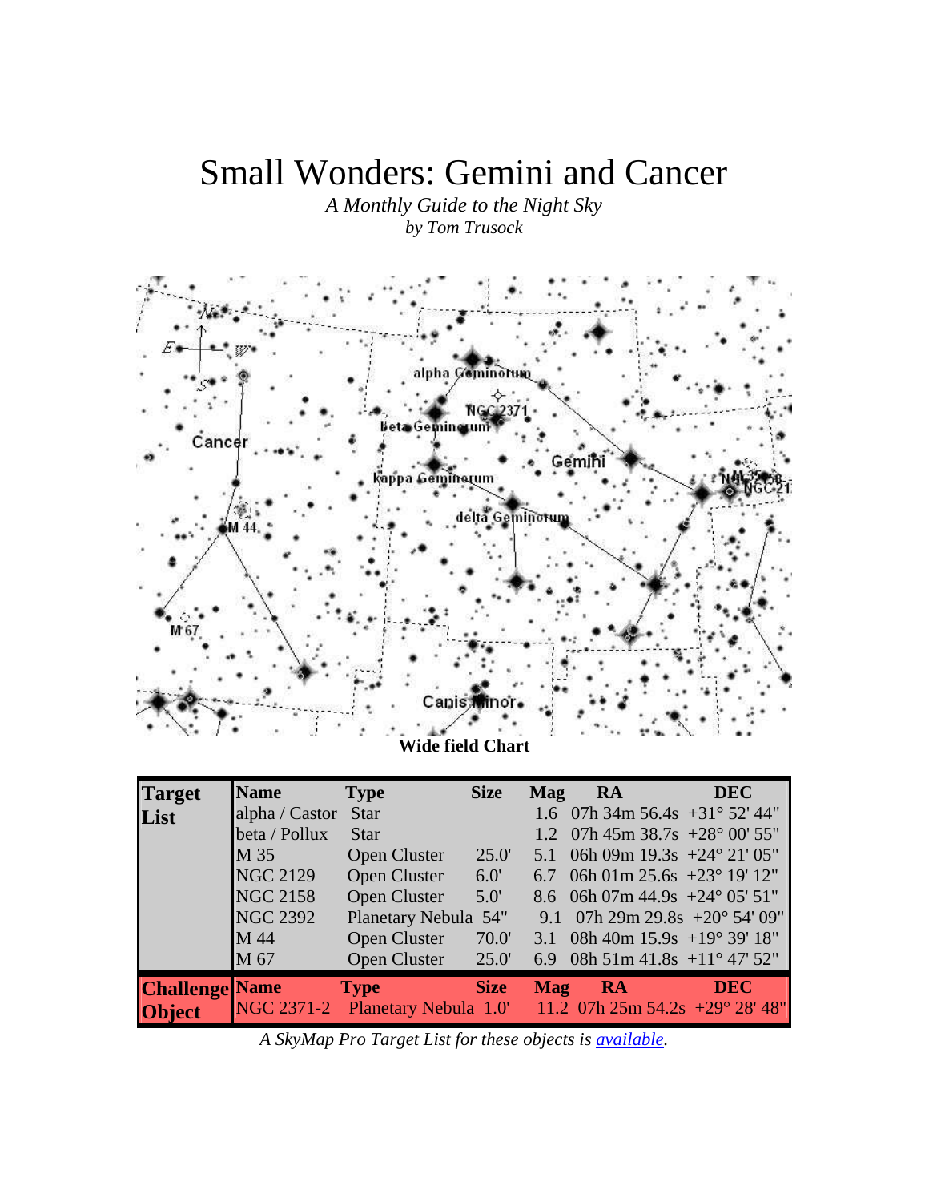# Small Wonders: Gemini and Cancer

*A Monthly Guide to the Night Sky*
*by Tom Trusock*

**Wide field Chart**

| Target List | Name | Type | Size | Mag | RA | DEC |
|---|---|---|---|---|---|---|
| | alpha / Castor | Star | | 1.6 | 07h 34m 56.4s | +31° 52' 44" |
| | beta / Pollux | Star | | 1.2 | 07h 45m 38.7s | +28° 00' 55" |
| | M 35 | Open Cluster | 25.0' | 5.1 | 06h 09m 19.3s | +24° 21' 05" |
| | NGC 2129 | Open Cluster | 6.0' | 6.7 | 06h 01m 25.6s | +23° 19' 12" |
| | NGC 2158 | Open Cluster | 5.0' | 8.6 | 06h 07m 44.9s | +24° 05' 51" |
| | NGC 2392 | Planetary Nebula | 54" | 9.1 | 07h 29m 29.8s | +20° 54' 09" |
| | M 44 | Open Cluster | 70.0' | 3.1 | 08h 40m 15.9s | +19° 39' 18" |
| | M 67 | Open Cluster | 25.0' | 6.9 | 08h 51m 41.8s | +11° 47' 52" |

| Challenge Object | Name | Type | Size | Mag | RA | DEC |
|---|---|---|---|---|---|---|
| | NGC 2371-2 | Planetary Nebula | 1.0' | 11.2 | 07h 25m 54.2s | +29° 28' 48" |

*A SkyMap Pro Target List for these objects is available.*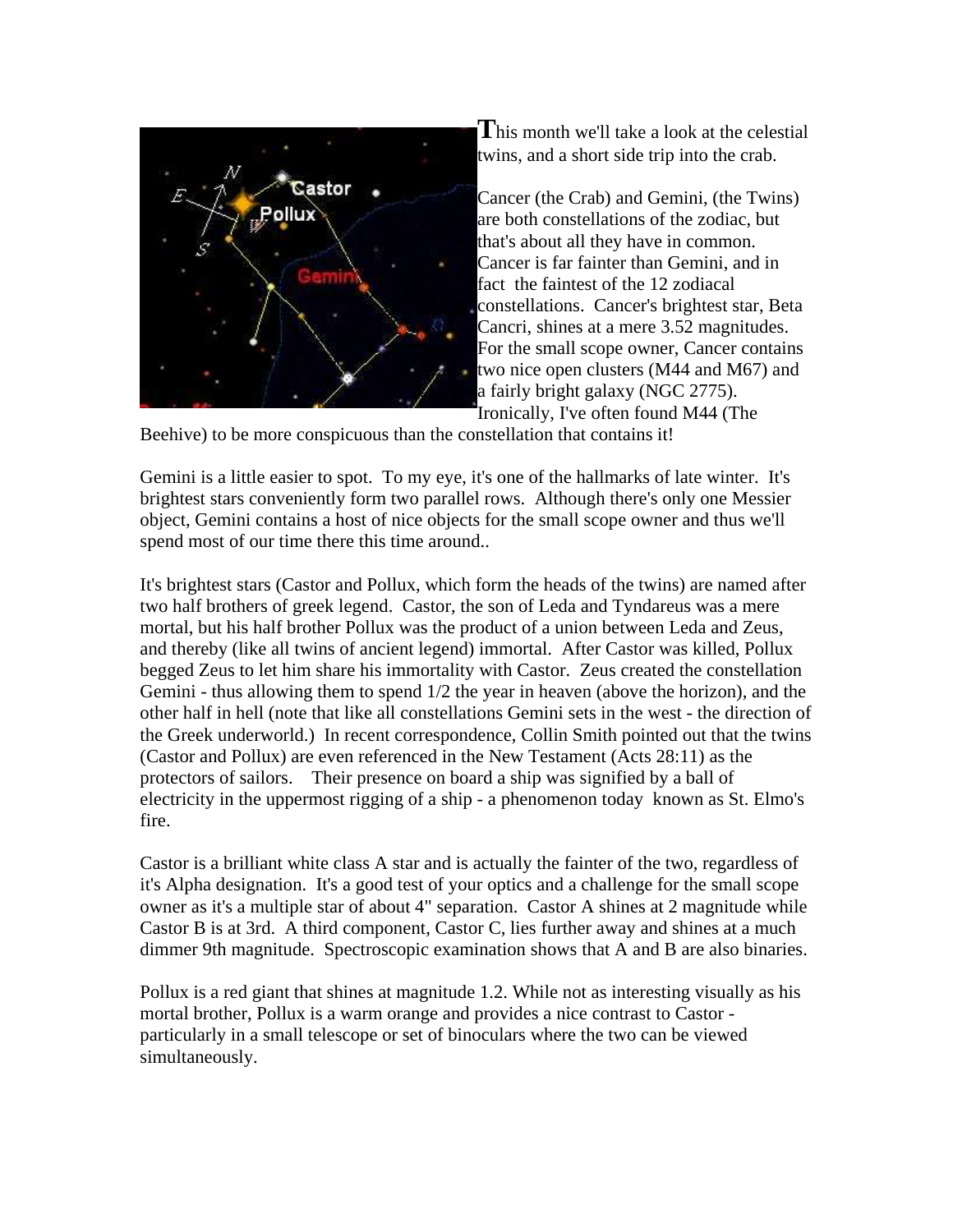This month we'll take a look at the celestial twins, and a short side trip into the crab.

Cancer (the Crab) and Gemini, (the Twins) are both constellations of the zodiac, but that's about all they have in common. Cancer is far fainter than Gemini, and in fact the faintest of the 12 zodiacal constellations. Cancer's brightest star, Beta Cancri, shines at a mere 3.52 magnitudes. For the small scope owner, Cancer contains two nice open clusters (M44 and M67) and a fairly bright galaxy (NGC 2775). Ironically, I've often found M44 (The Beehive) to be more conspicuous than the constellation that contains it!

Gemini is a little easier to spot. To my eye, it's one of the hallmarks of late winter. It's brightest stars conveniently form two parallel rows. Although there's only one Messier object, Gemini contains a host of nice objects for the small scope owner and thus we'll spend most of our time there this time around..

It's brightest stars (Castor and Pollux, which form the heads of the twins) are named after two half brothers of greek legend. Castor, the son of Leda and Tyndareus was a mere mortal, but his half brother Pollux was the product of a union between Leda and Zeus, and thereby (like all twins of ancient legend) immortal. After Castor was killed, Pollux begged Zeus to let him share his immortality with Castor. Zeus created the constellation Gemini - thus allowing them to spend 1/2 the year in heaven (above the horizon), and the other half in hell (note that like all constellations Gemini sets in the west - the direction of the Greek underworld.) In recent correspondence, Collin Smith pointed out that the twins (Castor and Pollux) are even referenced in the New Testament (Acts 28:11) as the protectors of sailors. Their presence on board a ship was signified by a ball of electricity in the uppermost rigging of a ship - a phenomenon today known as St. Elmo's fire.

Castor is a brilliant white class A star and is actually the fainter of the two, regardless of it's Alpha designation. It's a good test of your optics and a challenge for the small scope owner as it's a multiple star of about 4" separation. Castor A shines at 2 magnitude while Castor B is at 3rd. A third component, Castor C, lies further away and shines at a much dimmer 9th magnitude. Spectroscopic examination shows that A and B are also binaries.

Pollux is a red giant that shines at magnitude 1.2. While not as interesting visually as his mortal brother, Pollux is a warm orange and provides a nice contrast to Castor - particularly in a small telescope or set of binoculars where the two can be viewed simultaneously.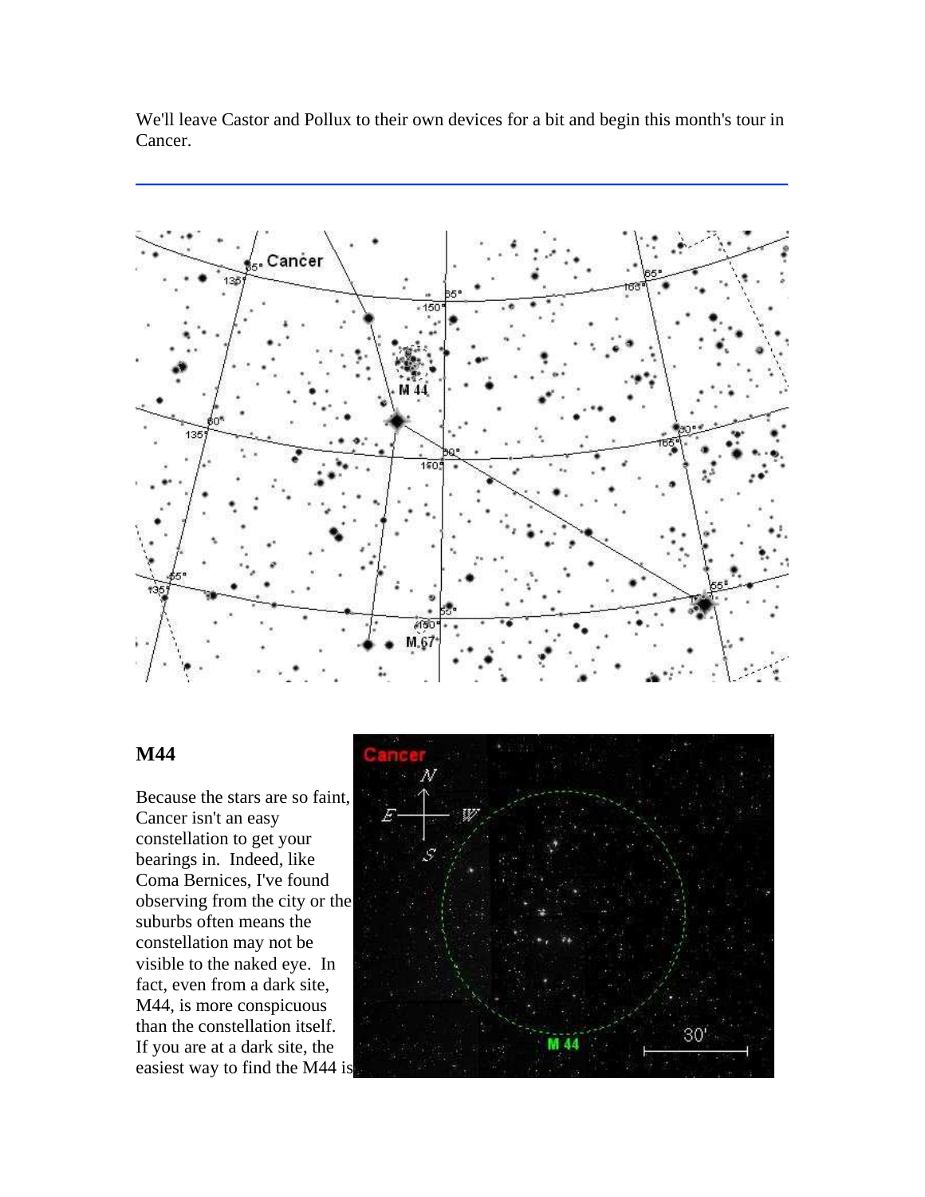We'll leave Castor and Pollux to their own devices for a bit and begin this month's tour in Cancer.

---

## M44

Because the stars are so faint, Cancer isn't an easy constellation to get your bearings in. Indeed, like Coma Bernices, I've found observing from the city or the suburbs often means the constellation may not be visible to the naked eye. In fact, even from a dark site, M44, is more conspicuous than the constellation itself. If you are at a dark site, the easiest way to find the M44 is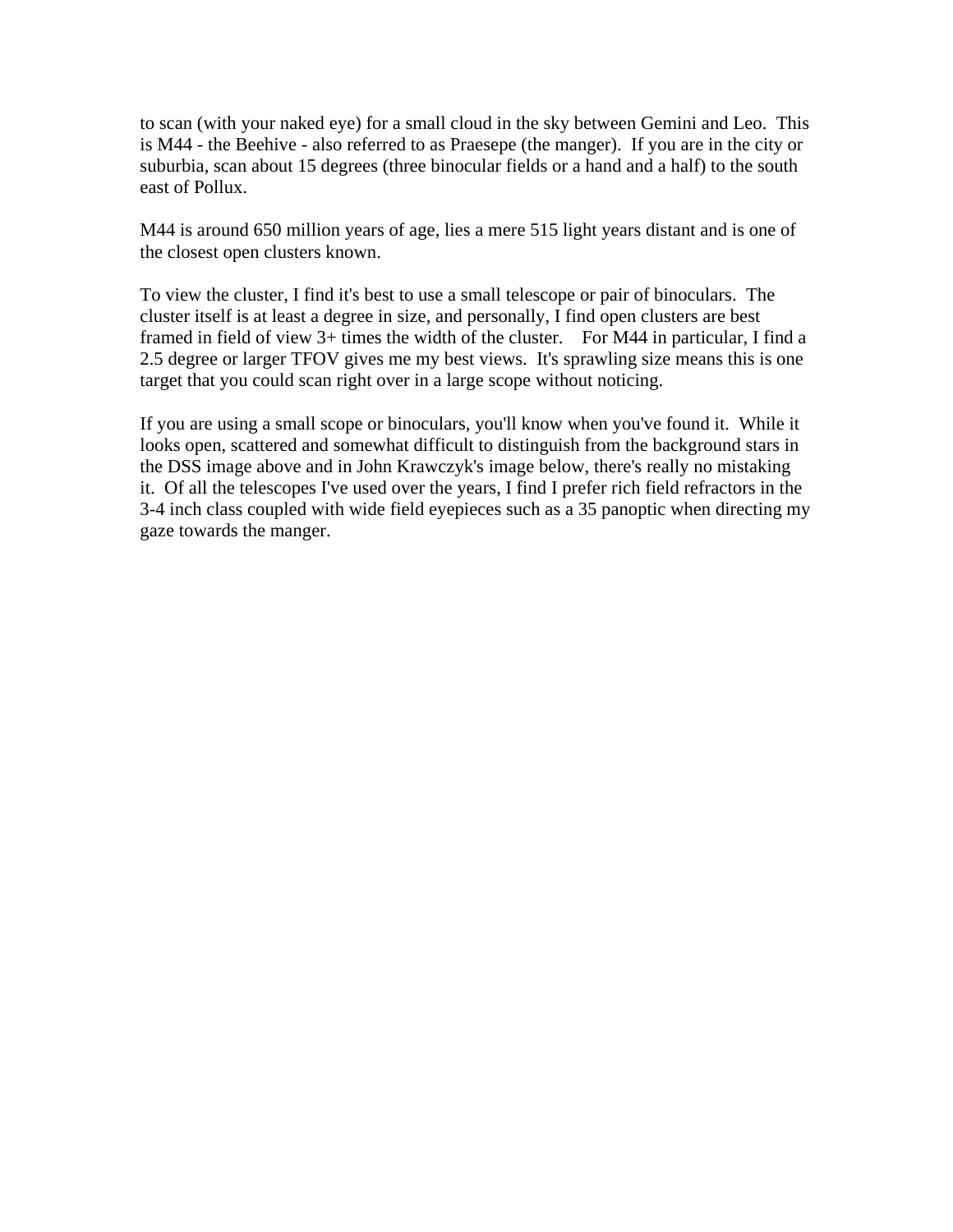to scan (with your naked eye) for a small cloud in the sky between Gemini and Leo. This is M44 - the Beehive - also referred to as Praesepe (the manger). If you are in the city or suburbia, scan about 15 degrees (three binocular fields or a hand and a half) to the south east of Pollux.

M44 is around 650 million years of age, lies a mere 515 light years distant and is one of the closest open clusters known.

To view the cluster, I find it's best to use a small telescope or pair of binoculars. The cluster itself is at least a degree in size, and personally, I find open clusters are best framed in field of view 3+ times the width of the cluster. For M44 in particular, I find a 2.5 degree or larger TFOV gives me my best views. It's sprawling size means this is one target that you could scan right over in a large scope without noticing.

If you are using a small scope or binoculars, you'll know when you've found it. While it looks open, scattered and somewhat difficult to distinguish from the background stars in the DSS image above and in John Krawczyk's image below, there's really no mistaking it. Of all the telescopes I've used over the years, I find I prefer rich field refractors in the 3-4 inch class coupled with wide field eyepieces such as a 35 panoptic when directing my gaze towards the manger.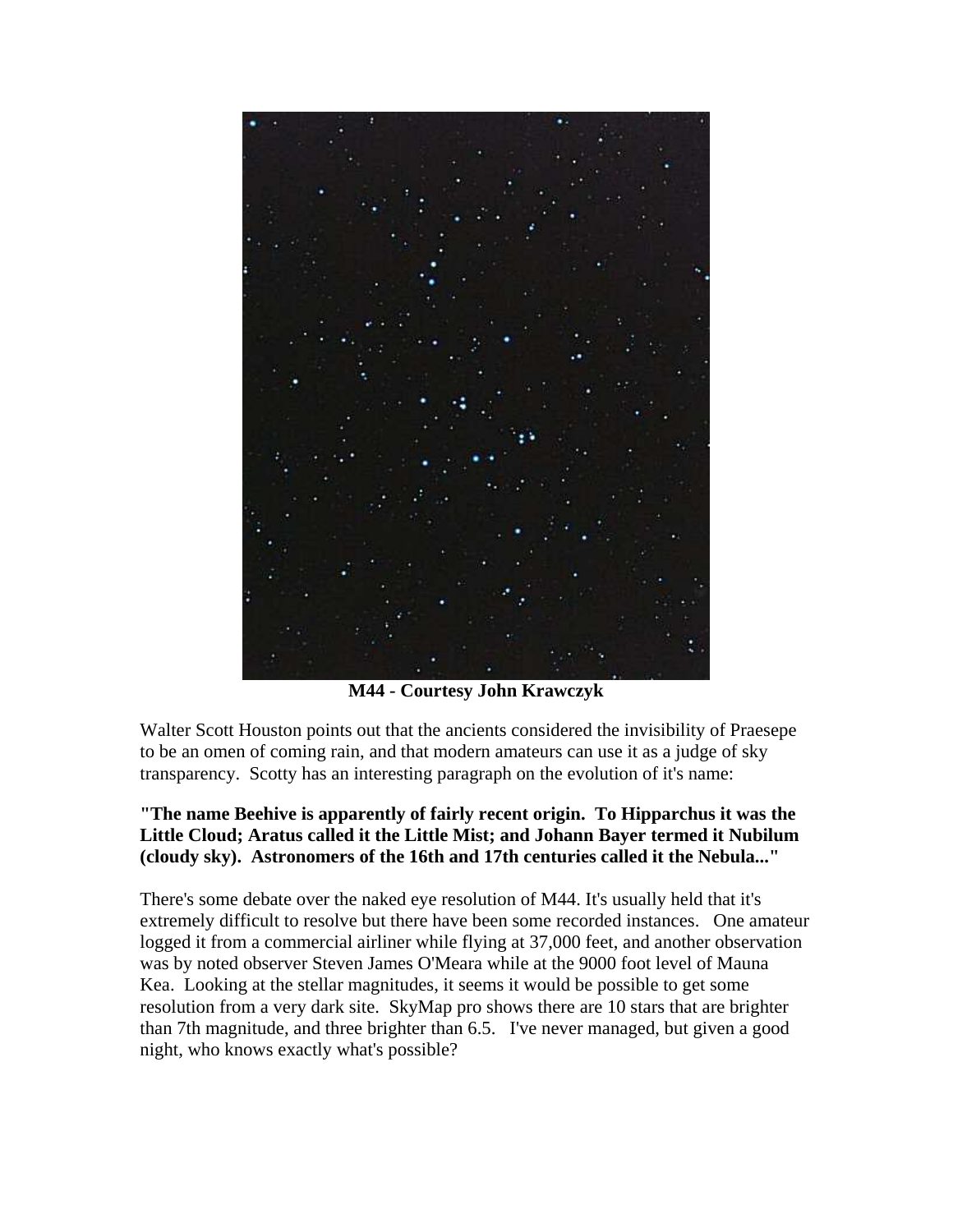**M44 - Courtesy John Krawczyk**

Walter Scott Houston points out that the ancients considered the invisibility of Praesepe to be an omen of coming rain, and that modern amateurs can use it as a judge of sky transparency. Scotty has an interesting paragraph on the evolution of it's name:

**"The name Beehive is apparently of fairly recent origin. To Hipparchus it was the Little Cloud; Aratus called it the Little Mist; and Johann Bayer termed it Nubilum (cloudy sky). Astronomers of the 16th and 17th centuries called it the Nebula..."**

There's some debate over the naked eye resolution of M44. It's usually held that it's extremely difficult to resolve but there have been some recorded instances. One amateur logged it from a commercial airliner while flying at 37,000 feet, and another observation was by noted observer Steven James O'Meara while at the 9000 foot level of Mauna Kea. Looking at the stellar magnitudes, it seems it would be possible to get some resolution from a very dark site. SkyMap pro shows there are 10 stars that are brighter than 7th magnitude, and three brighter than 6.5. I've never managed, but given a good night, who knows exactly what's possible?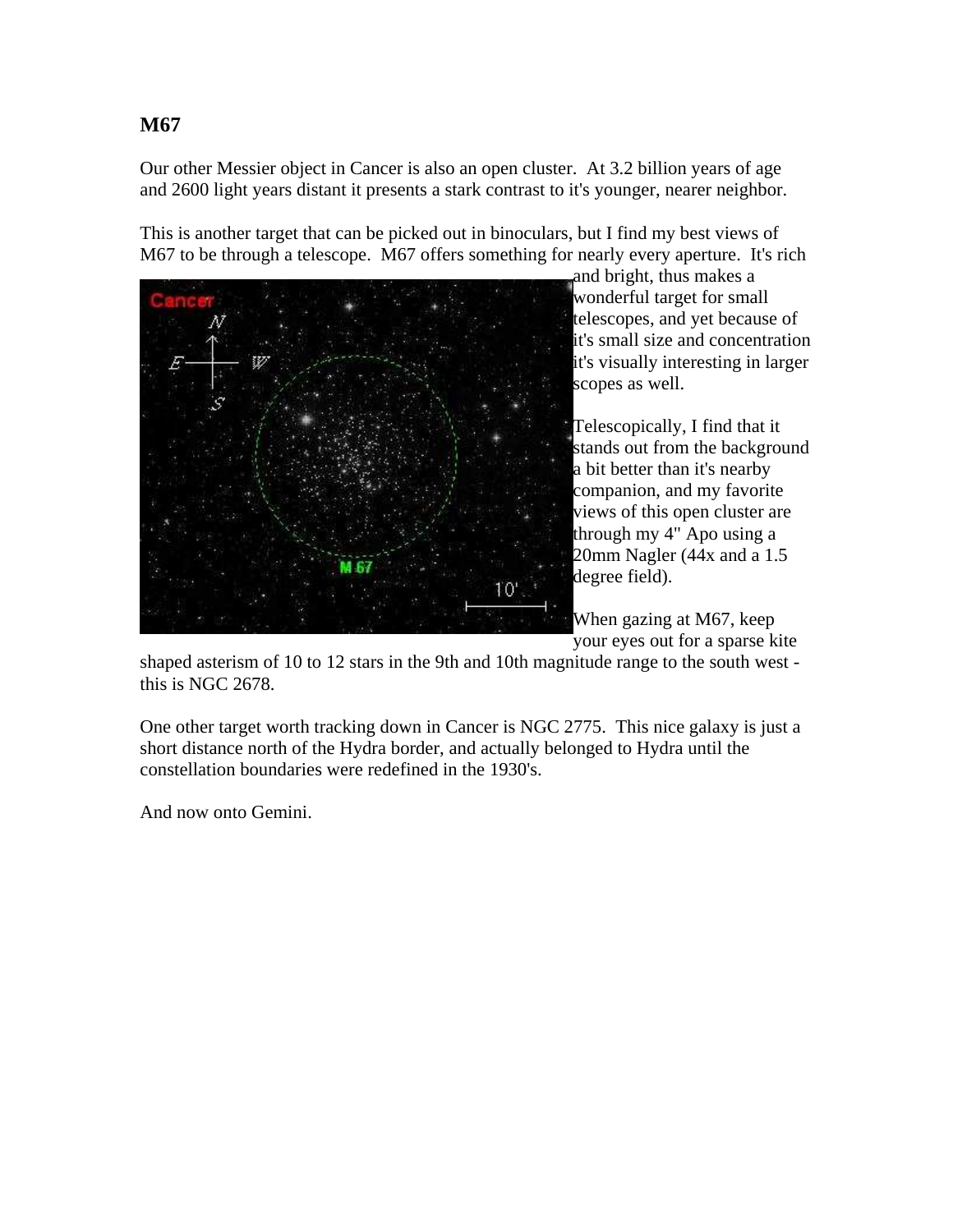## M67

Our other Messier object in Cancer is also an open cluster. At 3.2 billion years of age and 2600 light years distant it presents a stark contrast to it's younger, nearer neighbor.

This is another target that can be picked out in binoculars, but I find my best views of M67 to be through a telescope. M67 offers something for nearly every aperture. It's rich and bright, thus makes a wonderful target for small telescopes, and yet because of it's small size and concentration it's visually interesting in larger scopes as well.

Telescopically, I find that it stands out from the background a bit better than it's nearby companion, and my favorite views of this open cluster are through my 4" Apo using a 20mm Nagler (44x and a 1.5 degree field).

When gazing at M67, keep your eyes out for a sparse kite shaped asterism of 10 to 12 stars in the 9th and 10th magnitude range to the south west - this is NGC 2678.

One other target worth tracking down in Cancer is NGC 2775. This nice galaxy is just a short distance north of the Hydra border, and actually belonged to Hydra until the constellation boundaries were redefined in the 1930's.

And now onto Gemini.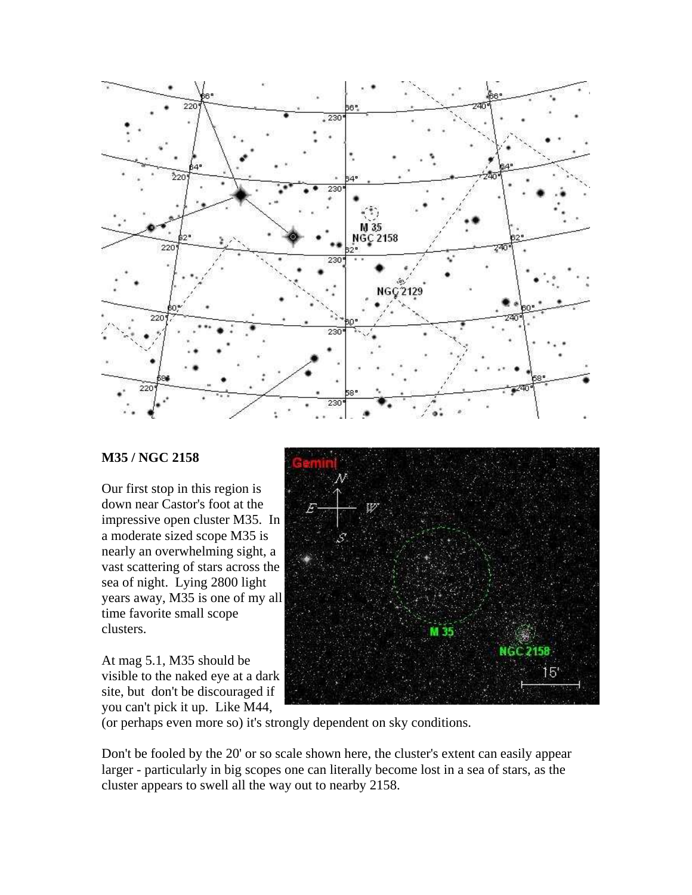## M35 / NGC 2158

Our first stop in this region is down near Castor's foot at the impressive open cluster M35. In a moderate sized scope M35 is nearly an overwhelming sight, a vast scattering of stars across the sea of night. Lying 2800 light years away, M35 is one of my all time favorite small scope clusters.

At mag 5.1, M35 should be visible to the naked eye at a dark site, but don't be discouraged if you can't pick it up. Like M44, (or perhaps even more so) it's strongly dependent on sky conditions.

Don't be fooled by the 20' or so scale shown here, the cluster's extent can easily appear larger - particularly in big scopes one can literally become lost in a sea of stars, as the cluster appears to swell all the way out to nearby 2158.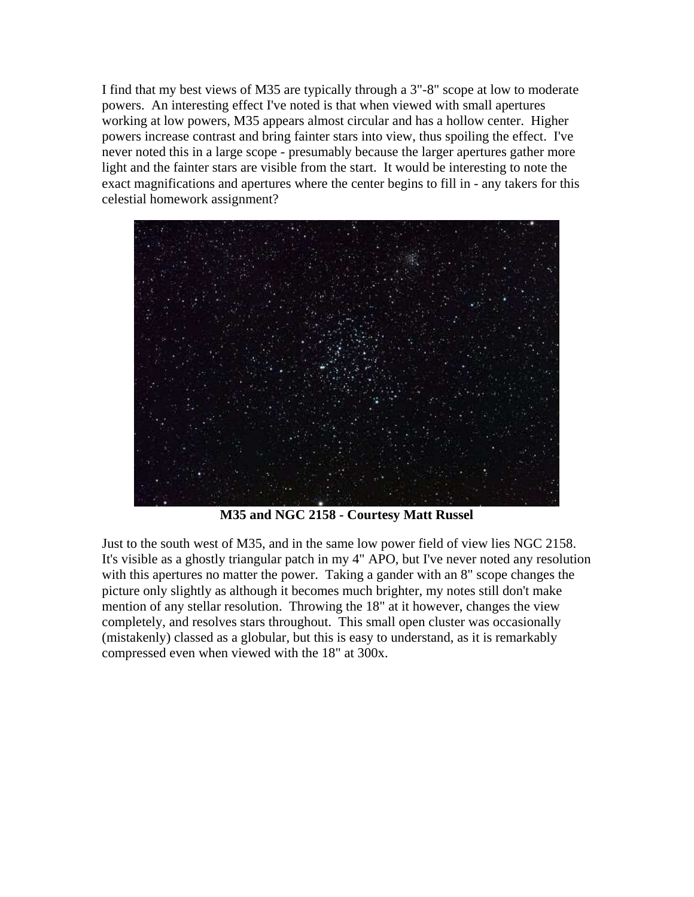I find that my best views of M35 are typically through a 3"-8" scope at low to moderate powers. An interesting effect I've noted is that when viewed with small apertures working at low powers, M35 appears almost circular and has a hollow center. Higher powers increase contrast and bring fainter stars into view, thus spoiling the effect. I've never noted this in a large scope - presumably because the larger apertures gather more light and the fainter stars are visible from the start. It would be interesting to note the exact magnifications and apertures where the center begins to fill in - any takers for this celestial homework assignment?

**M35 and NGC 2158 - Courtesy Matt Russel**

Just to the south west of M35, and in the same low power field of view lies NGC 2158. It's visible as a ghostly triangular patch in my 4" APO, but I've never noted any resolution with this apertures no matter the power. Taking a gander with an 8" scope changes the picture only slightly as although it becomes much brighter, my notes still don't make mention of any stellar resolution. Throwing the 18" at it however, changes the view completely, and resolves stars throughout. This small open cluster was occasionally (mistakenly) classed as a globular, but this is easy to understand, as it is remarkably compressed even when viewed with the 18" at 300x.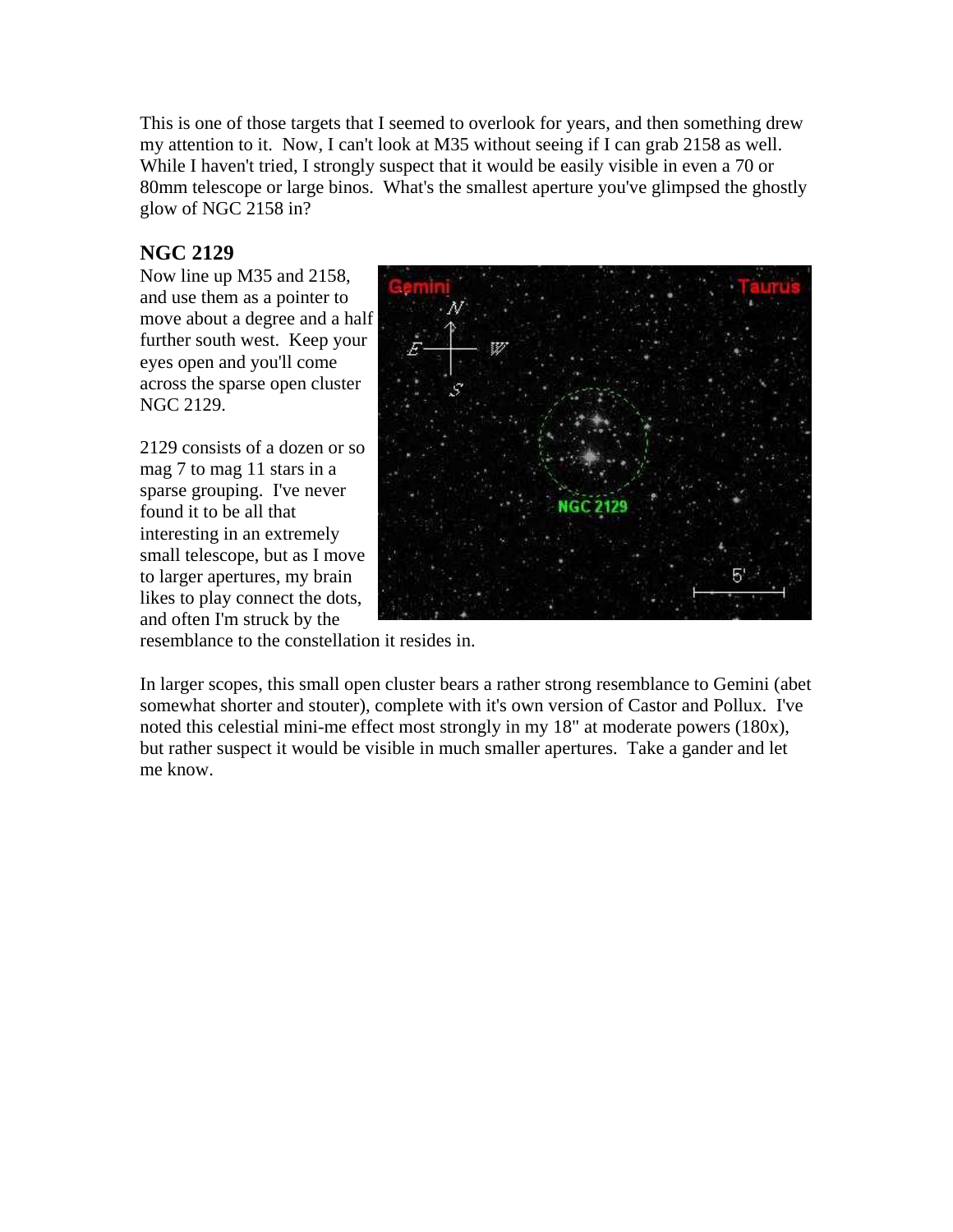This is one of those targets that I seemed to overlook for years, and then something drew my attention to it. Now, I can't look at M35 without seeing if I can grab 2158 as well. While I haven't tried, I strongly suspect that it would be easily visible in even a 70 or 80mm telescope or large binos. What's the smallest aperture you've glimpsed the ghostly glow of NGC 2158 in?

### NGC 2129

Now line up M35 and 2158, and use them as a pointer to move about a degree and a half further south west. Keep your eyes open and you'll come across the sparse open cluster NGC 2129.

2129 consists of a dozen or so mag 7 to mag 11 stars in a sparse grouping. I've never found it to be all that interesting in an extremely small telescope, but as I move to larger apertures, my brain likes to play connect the dots, and often I'm struck by the resemblance to the constellation it resides in.

In larger scopes, this small open cluster bears a rather strong resemblance to Gemini (abet somewhat shorter and stouter), complete with it's own version of Castor and Pollux. I've noted this celestial mini-me effect most strongly in my 18" at moderate powers (180x), but rather suspect it would be visible in much smaller apertures. Take a gander and let me know.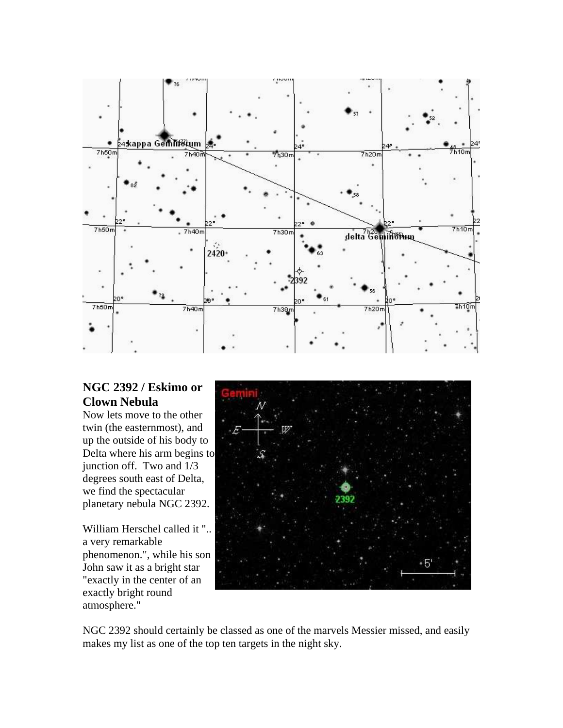## NGC 2392 / Eskimo or Clown Nebula

Now lets move to the other twin (the easternmost), and up the outside of his body to Delta where his arm begins to junction off. Two and 1/3 degrees south east of Delta, we find the spectacular planetary nebula NGC 2392.

William Herschel called it ".. a very remarkable phenomenon.", while his son John saw it as a bright star "exactly in the center of an exactly bright round atmosphere."

NGC 2392 should certainly be classed as one of the marvels Messier missed, and easily makes my list as one of the top ten targets in the night sky.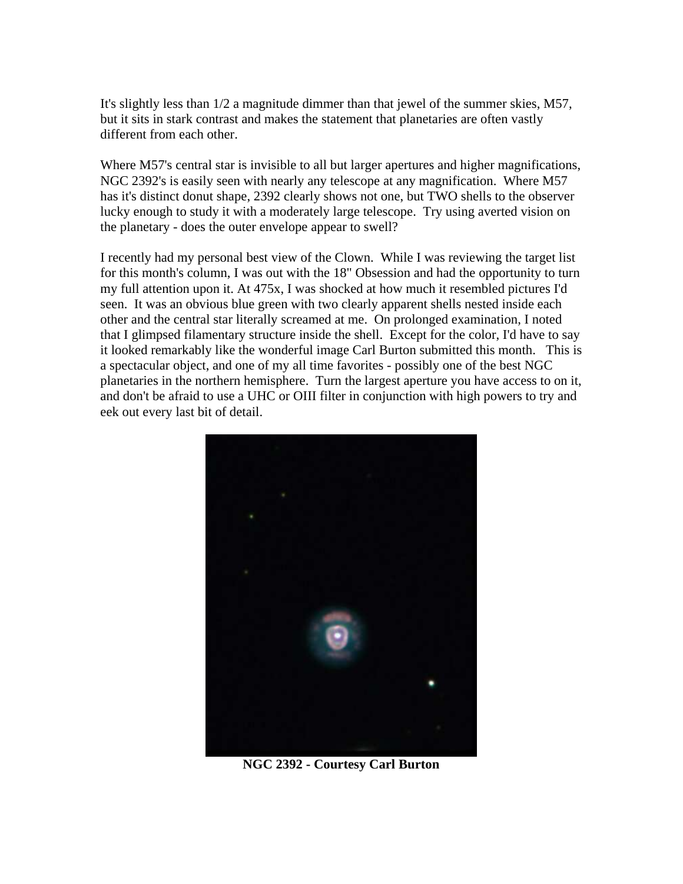It's slightly less than 1/2 a magnitude dimmer than that jewel of the summer skies, M57, but it sits in stark contrast and makes the statement that planetaries are often vastly different from each other.

Where M57's central star is invisible to all but larger apertures and higher magnifications, NGC 2392's is easily seen with nearly any telescope at any magnification. Where M57 has it's distinct donut shape, 2392 clearly shows not one, but TWO shells to the observer lucky enough to study it with a moderately large telescope. Try using averted vision on the planetary - does the outer envelope appear to swell?

I recently had my personal best view of the Clown. While I was reviewing the target list for this month's column, I was out with the 18" Obsession and had the opportunity to turn my full attention upon it. At 475x, I was shocked at how much it resembled pictures I'd seen. It was an obvious blue green with two clearly apparent shells nested inside each other and the central star literally screamed at me. On prolonged examination, I noted that I glimpsed filamentary structure inside the shell. Except for the color, I'd have to say it looked remarkably like the wonderful image Carl Burton submitted this month. This is a spectacular object, and one of my all time favorites - possibly one of the best NGC planetaries in the northern hemisphere. Turn the largest aperture you have access to on it, and don't be afraid to use a UHC or OIII filter in conjunction with high powers to try and eek out every last bit of detail.

**NGC 2392 - Courtesy Carl Burton**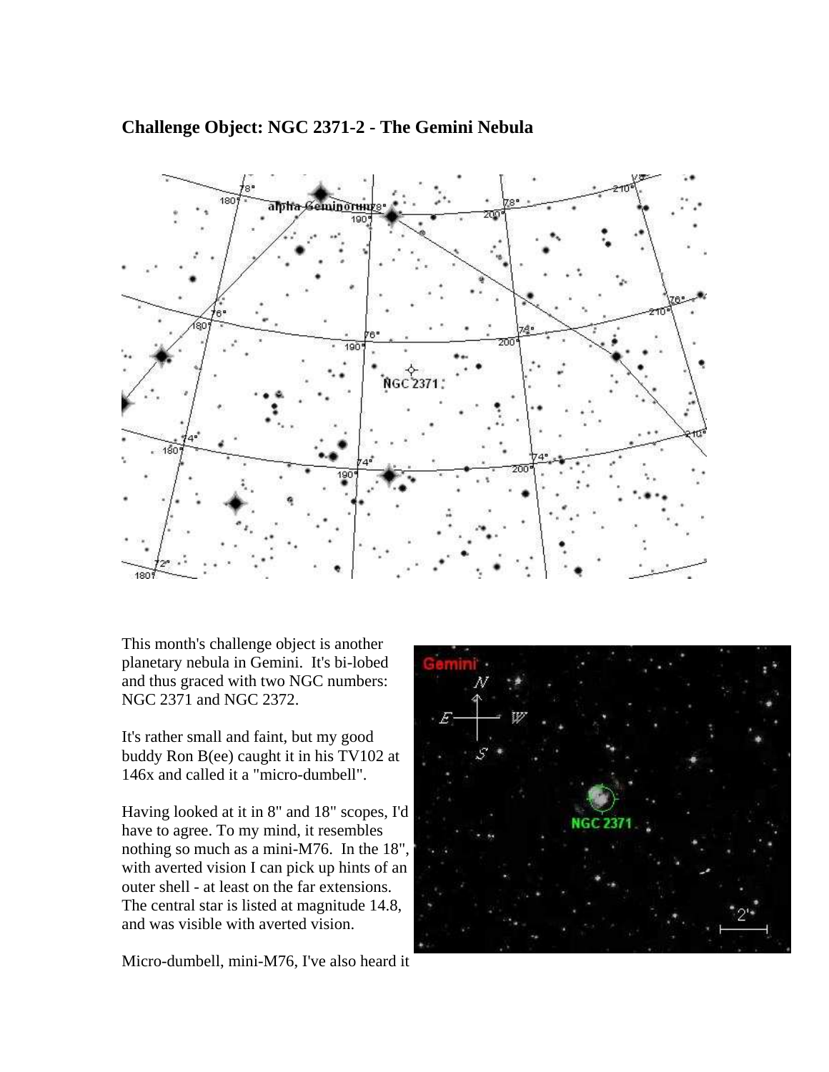## Challenge Object: NGC 2371-2 - The Gemini Nebula

This month's challenge object is another planetary nebula in Gemini. It's bi-lobed and thus graced with two NGC numbers: NGC 2371 and NGC 2372.

It's rather small and faint, but my good buddy Ron B(ee) caught it in his TV102 at 146x and called it a "micro-dumbell".

Having looked at it in 8" and 18" scopes, I'd have to agree. To my mind, it resembles nothing so much as a mini-M76. In the 18", with averted vision I can pick up hints of an outer shell - at least on the far extensions. The central star is listed at magnitude 14.8, and was visible with averted vision.

Micro-dumbell, mini-M76, I've also heard it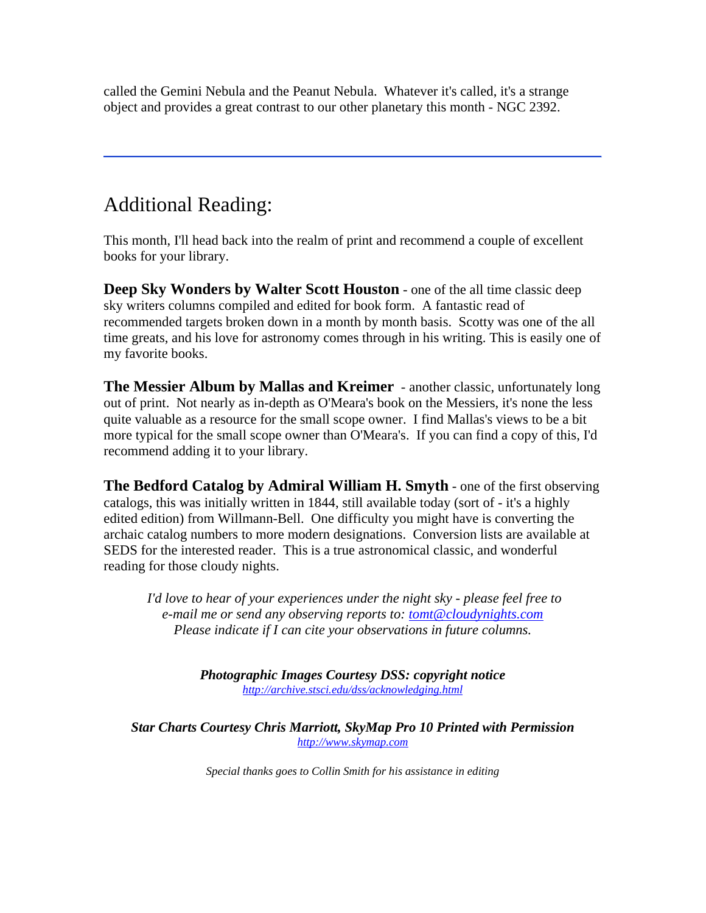called the Gemini Nebula and the Peanut Nebula. Whatever it's called, it's a strange object and provides a great contrast to our other planetary this month - NGC 2392.

---

## Additional Reading:

This month, I'll head back into the realm of print and recommend a couple of excellent books for your library.

**Deep Sky Wonders by Walter Scott Houston** - one of the all time classic deep sky writers columns compiled and edited for book form. A fantastic read of recommended targets broken down in a month by month basis. Scotty was one of the all time greats, and his love for astronomy comes through in his writing. This is easily one of my favorite books.

**The Messier Album by Mallas and Kreimer** - another classic, unfortunately long out of print. Not nearly as in-depth as O'Meara's book on the Messiers, it's none the less quite valuable as a resource for the small scope owner. I find Mallas's views to be a bit more typical for the small scope owner than O'Meara's. If you can find a copy of this, I'd recommend adding it to your library.

**The Bedford Catalog by Admiral William H. Smyth** - one of the first observing catalogs, this was initially written in 1844, still available today (sort of - it's a highly edited edition) from Willmann-Bell. One difficulty you might have is converting the archaic catalog numbers to more modern designations. Conversion lists are available at SEDS for the interested reader. This is a true astronomical classic, and wonderful reading for those cloudy nights.

*I'd love to hear of your experiences under the night sky - please feel free to e-mail me or send any observing reports to: tomt@cloudynights.com*
*Please indicate if I can cite your observations in future columns.*

***Photographic Images Courtesy DSS: copyright notice***
*http://archive.stsci.edu/dss/acknowledging.html*

***Star Charts Courtesy Chris Marriott, SkyMap Pro 10 Printed with Permission***
*http://www.skymap.com*

*Special thanks goes to Collin Smith for his assistance in editing*